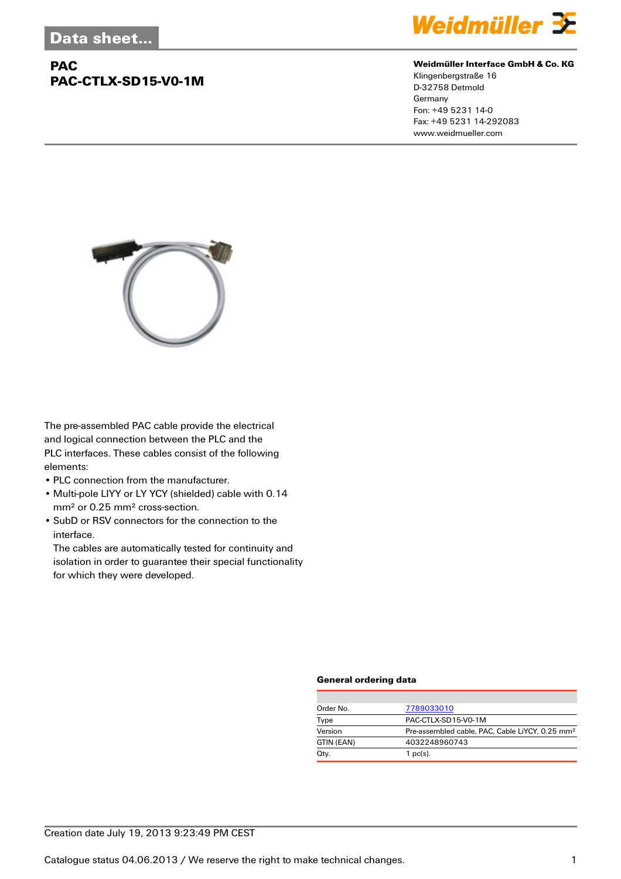Data sheet...

# PAC
## PAC-CTLX-SD15-V0-1M

**Weidmüller Interface GmbH & Co. KG**
Klingenbergstraße 16
D-32758 Detmold
Germany
Fon: +49 5231 14-0
Fax: +49 5231 14-292083
www.weidmueller.com

The pre-assembled PAC cable provide the electrical and logical connection between the PLC and the PLC interfaces. These cables consist of the following elements:

- PLC connection from the manufacturer.
- Multi-pole LIYY or LY YCY (shielded) cable with 0.14 mm² or 0.25 mm² cross-section.
- SubD or RSV connectors for the connection to the interface.
  The cables are automatically tested for continuity and isolation in order to guarantee their special functionality for which they were developed.

### General ordering data

| | |
|---|---|
| Order No. | 7789033010 |
| Type | PAC-CTLX-SD15-V0-1M |
| Version | Pre-assembled cable, PAC, Cable LiYCY, 0.25 mm² |
| GTIN (EAN) | 4032248960743 |
| Qty. | 1 pc(s). |

Creation date July 19, 2013 9:23:49 PM CEST

Catalogue status 04.06.2013 / We reserve the right to make technical changes.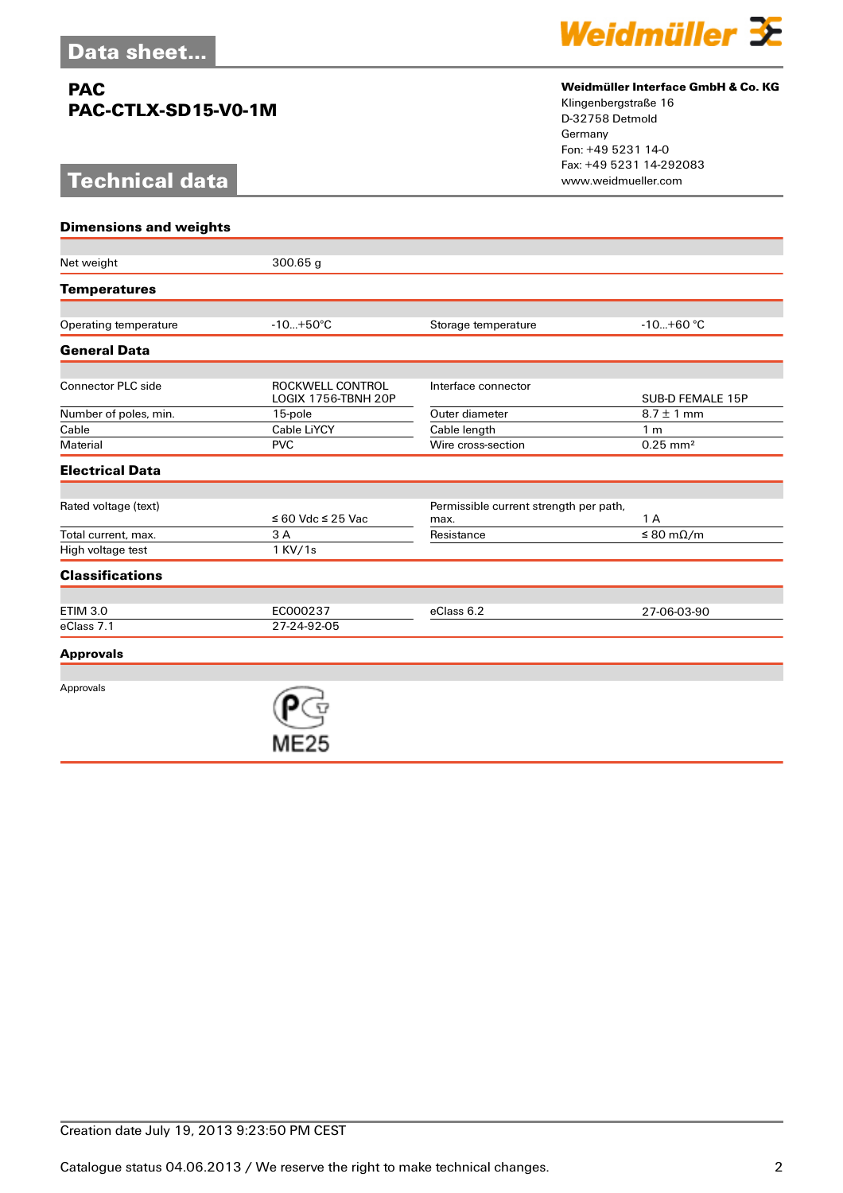# Data sheet...

## PAC
## PAC-CTLX-SD15-V0-1M

**Weidmüller Interface GmbH & Co. KG**
Klingenbergstraße 16
D-32758 Detmold
Germany
Fon: +49 5231 14-0
Fax: +49 5231 14-292083
www.weidmueller.com

# Technical data

### Dimensions and weights

| | | | |
|---|---|---|---|
| Net weight | 300.65 g | | |

### Temperatures

| | | | |
|---|---|---|---|
| Operating temperature | -10...+50°C | Storage temperature | -10...+60 °C |

### General Data

| | | | |
|---|---|---|---|
| Connector PLC side | ROCKWELL CONTROL LOGIX 1756-TBNH 20P | Interface connector | SUB-D FEMALE 15P |
| Number of poles, min. | 15-pole | Outer diameter | 8.7 ± 1 mm |
| Cable | Cable LiYCY | Cable length | 1 m |
| Material | PVC | Wire cross-section | 0.25 mm² |

### Electrical Data

| | | | |
|---|---|---|---|
| Rated voltage (text) | ≤ 60 Vdc ≤ 25 Vac | Permissible current strength per path, max. | 1 A |
| Total current, max. | 3 A | Resistance | ≤ 80 mΩ/m |
| High voltage test | 1 KV/1s | | |

### Classifications

| | | | |
|---|---|---|---|
| ETIM 3.0 | EC000237 | eClass 6.2 | 27-06-03-90 |
| eClass 7.1 | 27-24-92-05 | | |

### Approvals

Approvals

ME25

Creation date July 19, 2013 9:23:50 PM CEST

Catalogue status 04.06.2013 / We reserve the right to make technical changes.